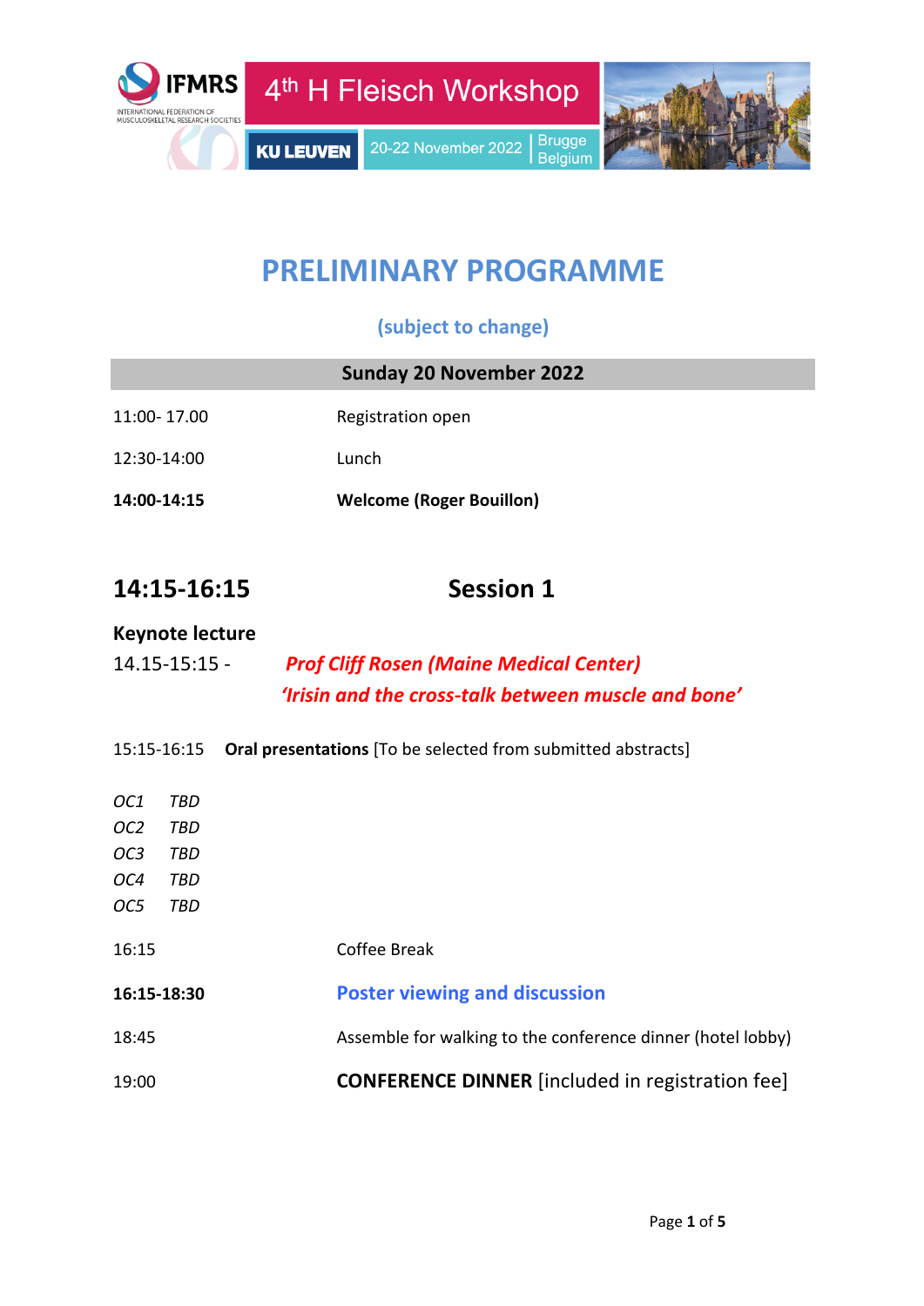IFMRS — INTERNATIONAL FEDERATION OF MUSCULOSKELETAL RESEARCH SOCIETIES

4th H Fleisch Workshop

KU LEUVEN | 20-22 November 2022 | Brugge Belgium

# PRELIMINARY PROGRAMME

**(subject to change)**

## Sunday 20 November 2022

| | |
|---|---|
| 11:00- 17.00 | Registration open |
| 12:30-14:00 | Lunch |
| **14:00-14:15** | **Welcome (Roger Bouillon)** |

## 14:15-16:15 Session 1

### Keynote lecture

14.15-15:15 - ***Prof Cliff Rosen (Maine Medical Center)***
***'Irisin and the cross-talk between muscle and bone'***

15:15-16:15 **Oral presentations** [To be selected from submitted abstracts]

*OC1 TBD*
*OC2 TBD*
*OC3 TBD*
*OC4 TBD*
*OC5 TBD*

| | |
|---|---|
| 16:15 | Coffee Break |
| **16:15-18:30** | **Poster viewing and discussion** |
| 18:45 | Assemble for walking to the conference dinner (hotel lobby) |
| 19:00 | **CONFERENCE DINNER** [included in registration fee] |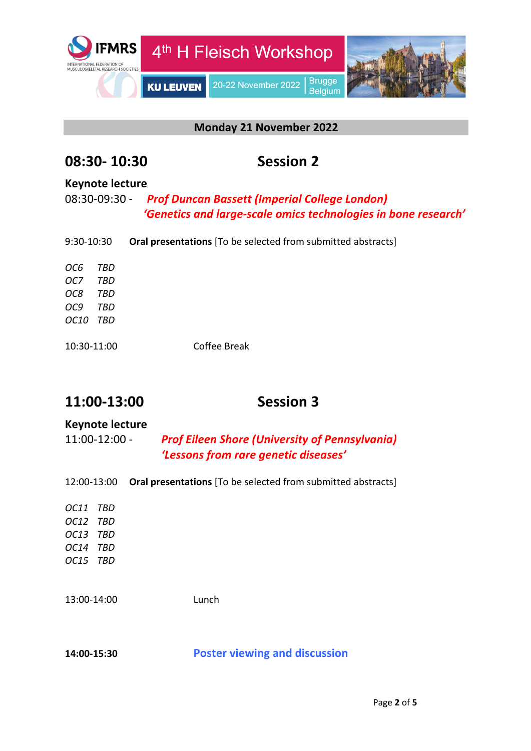4th H Fleisch Workshop

KU LEUVEN | 20-22 November 2022 | Brugge Belgium

## Monday 21 November 2022

## 08:30- 10:30 Session 2

**Keynote lecture**

08:30-09:30 - ***Prof Duncan Bassett (Imperial College London)***
***'Genetics and large-scale omics technologies in bone research'***

9:30-10:30 **Oral presentations** [To be selected from submitted abstracts]

*OC6 TBD*
*OC7 TBD*
*OC8 TBD*
*OC9 TBD*
*OC10 TBD*

10:30-11:00 Coffee Break

## 11:00-13:00 Session 3

**Keynote lecture**

11:00-12:00 - ***Prof Eileen Shore (University of Pennsylvania)***
***'Lessons from rare genetic diseases'***

12:00-13:00 **Oral presentations** [To be selected from submitted abstracts]

*OC11 TBD*
*OC12 TBD*
*OC13 TBD*
*OC14 TBD*
*OC15 TBD*

13:00-14:00 Lunch

**14:00-15:30** **Poster viewing and discussion**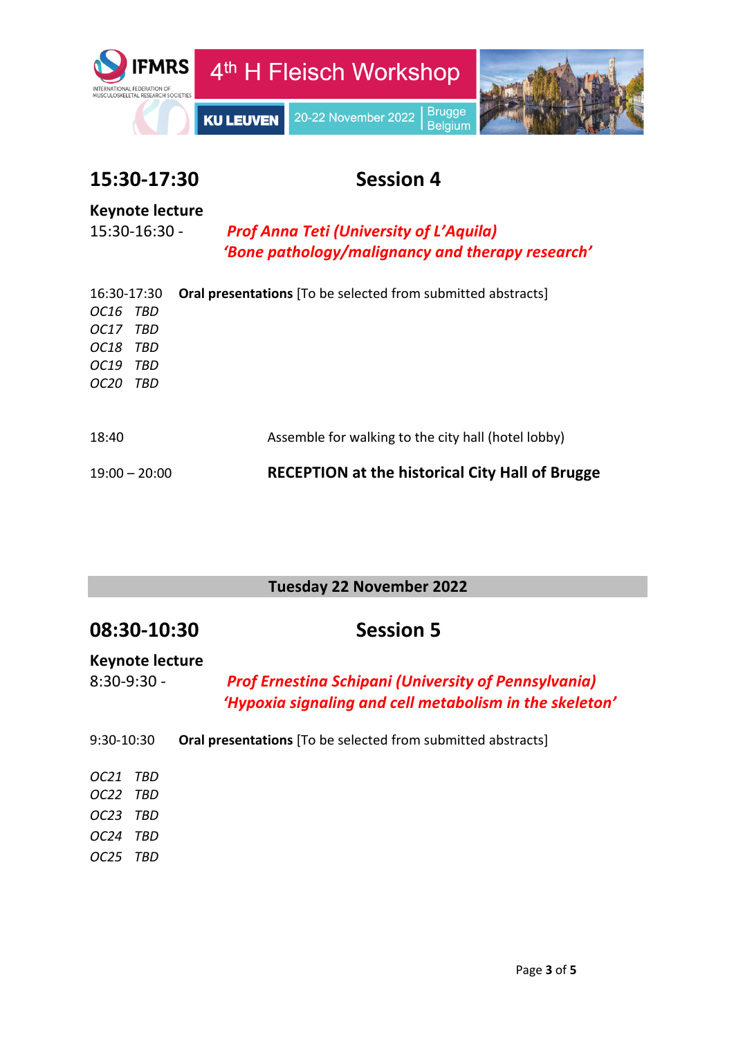## 15:30-17:30 Session 4

**Keynote lecture**

15:30-16:30 - ***Prof Anna Teti (University of L'Aquila)***
***'Bone pathology/malignancy and therapy research'***

16:30-17:30 **Oral presentations** [To be selected from submitted abstracts]

*OC16 TBD*
*OC17 TBD*
*OC18 TBD*
*OC19 TBD*
*OC20 TBD*

18:40 Assemble for walking to the city hall (hotel lobby)

19:00 – 20:00 **RECEPTION at the historical City Hall of Brugge**

# Tuesday 22 November 2022

## 08:30-10:30 Session 5

**Keynote lecture**

8:30-9:30 - ***Prof Ernestina Schipani (University of Pennsylvania)***
***'Hypoxia signaling and cell metabolism in the skeleton'***

9:30-10:30 **Oral presentations** [To be selected from submitted abstracts]

*OC21 TBD*
*OC22 TBD*
*OC23 TBD*
*OC24 TBD*
*OC25 TBD*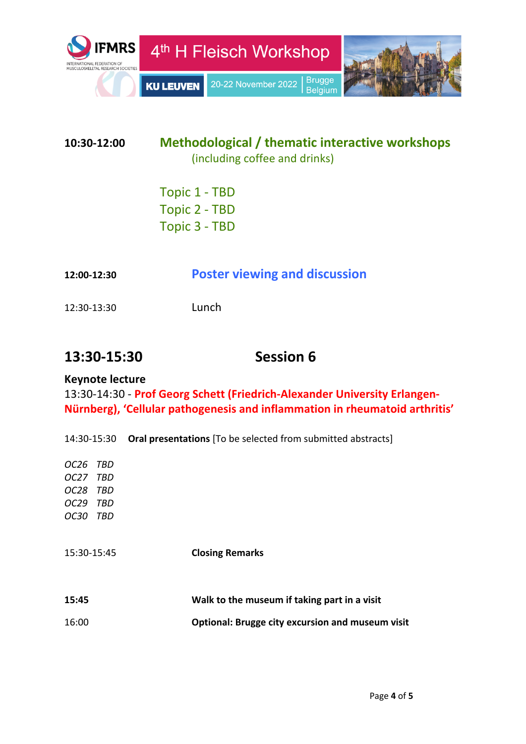**10:30-12:00** **Methodological / thematic interactive workshops**
(including coffee and drinks)

Topic 1 - TBD
Topic 2 - TBD
Topic 3 - TBD

**12:00-12:30** **Poster viewing and discussion**

12:30-13:30 Lunch

## 13:30-15:30 Session 6

**Keynote lecture**
13:30-14:30 - **Prof Georg Schett (Friedrich-Alexander University Erlangen-Nürnberg), 'Cellular pathogenesis and inflammation in rheumatoid arthritis'**

14:30-15:30 **Oral presentations** [To be selected from submitted abstracts]

*OC26 TBD*
*OC27 TBD*
*OC28 TBD*
*OC29 TBD*
*OC30 TBD*

15:30-15:45 **Closing Remarks**

**15:45** **Walk to the museum if taking part in a visit**

16:00 **Optional: Brugge city excursion and museum visit**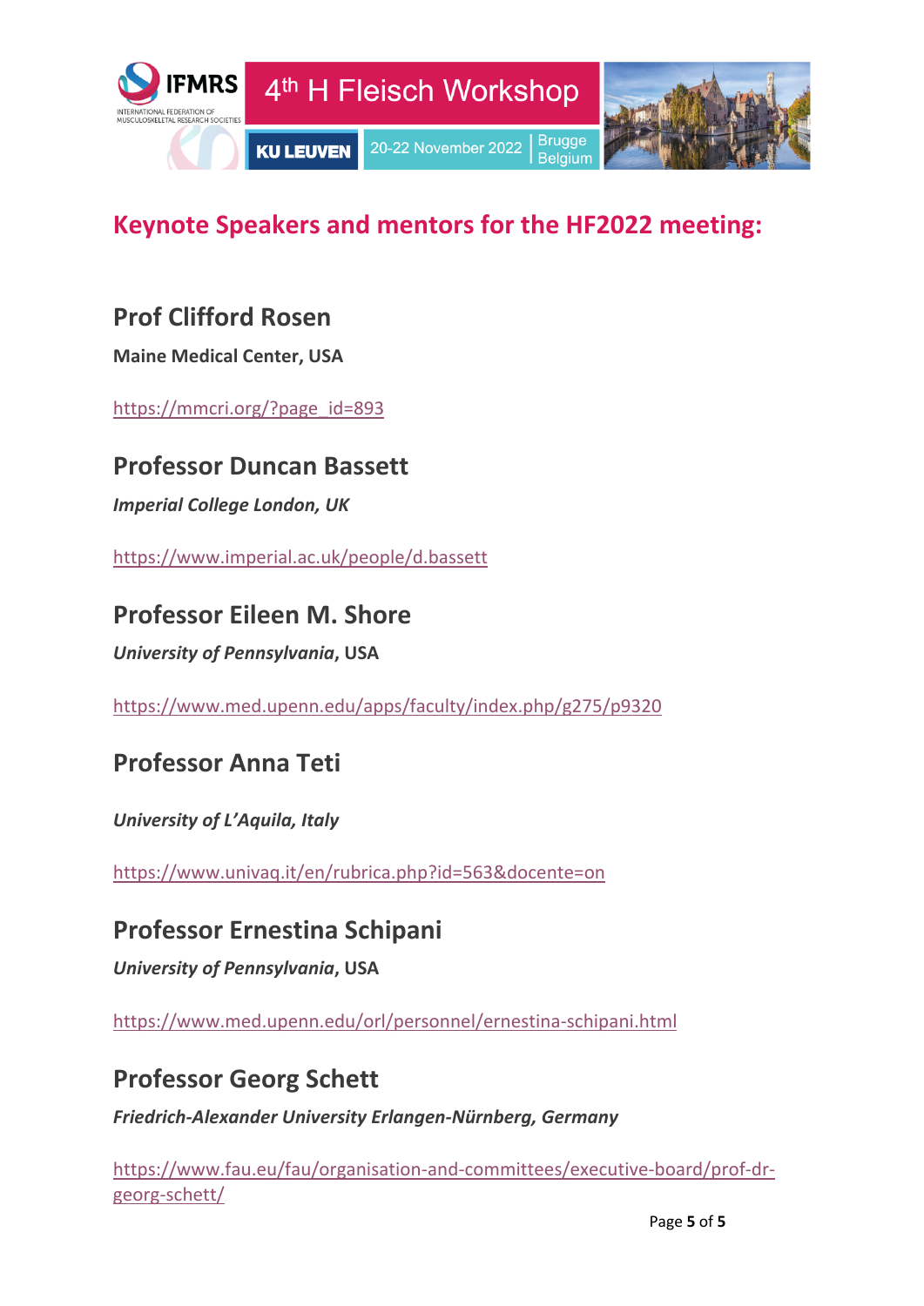## Keynote Speakers and mentors for the HF2022 meeting:

### Prof Clifford Rosen

**Maine Medical Center, USA**

https://mmcri.org/?page_id=893

### Professor Duncan Bassett

***Imperial College London, UK***

https://www.imperial.ac.uk/people/d.bassett

### Professor Eileen M. Shore

***University of Pennsylvania*, USA**

https://www.med.upenn.edu/apps/faculty/index.php/g275/p9320

### Professor Anna Teti

***University of L'Aquila, Italy***

https://www.univaq.it/en/rubrica.php?id=563&docente=on

### Professor Ernestina Schipani

***University of Pennsylvania*, USA**

https://www.med.upenn.edu/orl/personnel/ernestina-schipani.html

### Professor Georg Schett

***Friedrich-Alexander University Erlangen-Nürnberg, Germany***

https://www.fau.eu/fau/organisation-and-committees/executive-board/prof-dr-georg-schett/